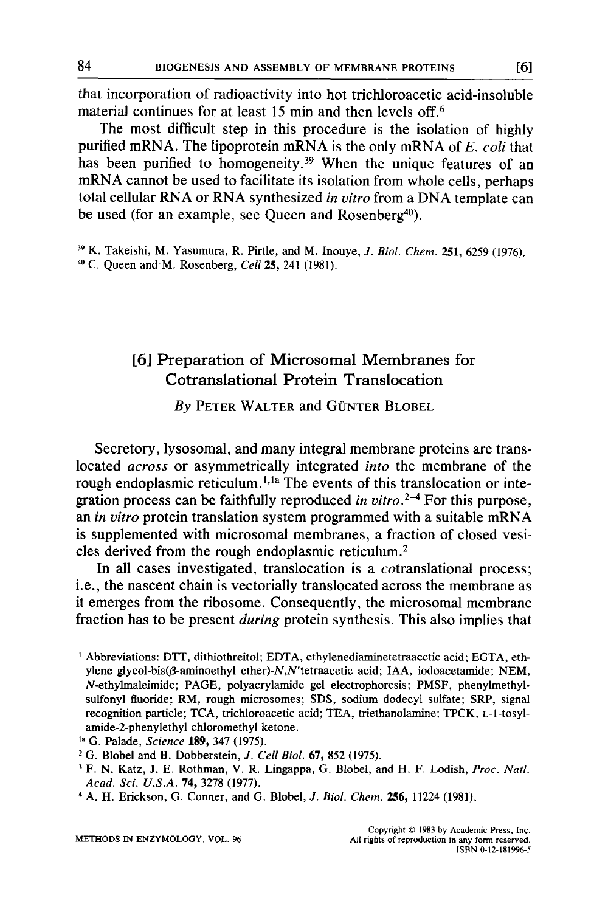that incorporation of radioactivity into hot trichloroacetic acid-insoluble material continues for at least 15 min and then levels off.[6]

The most difficult step in this procedure is the isolation of highly purified mRNA. The lipoprotein mRNA is the only mRNA of *E. coli* that has been purified to homogeneity.[39] When the unique features of an mRNA cannot be used to facilitate its isolation from whole cells, perhaps total cellular RNA or RNA synthesized *in vitro* from a DNA template can be used (for an example, see Queen and Rosenberg[40]).

[39] K. Takeishi, M. Yasumura, R. Pirtle, and M. Inouye, *J. Biol. Chem.* **251**, 6259 (1976).
[40] C. Queen and M. Rosenberg, *Cell* **25**, 241 (1981).

# [6] Preparation of Microsomal Membranes for Cotranslational Protein Translocation

*By* PETER WALTER and GÜNTER BLOBEL

Secretory, lysosomal, and many integral membrane proteins are translocated *across* or asymmetrically integrated *into* the membrane of the rough endoplasmic reticulum.[1,1a] The events of this translocation or integration process can be faithfully reproduced *in vitro*.[2-4] For this purpose, an *in vitro* protein translation system programmed with a suitable mRNA is supplemented with microsomal membranes, a fraction of closed vesicles derived from the rough endoplasmic reticulum.[2]

In all cases investigated, translocation is a *co*translational process; i.e., the nascent chain is vectorially translocated across the membrane as it emerges from the ribosome. Consequently, the microsomal membrane fraction has to be present *during* protein synthesis. This also implies that

[1] Abbreviations: DTT, dithiothreitol; EDTA, ethylenediaminetetraacetic acid; EGTA, ethylene glycol-bis($\beta$-aminoethyl ether)-*N*,*N*'tetraacetic acid; IAA, iodoacetamide; NEM, *N*-ethylmaleimide; PAGE, polyacrylamide gel electrophoresis; PMSF, phenylmethylsulfonyl fluoride; RM, rough microsomes; SDS, sodium dodecyl sulfate; SRP, signal recognition particle; TCA, trichloroacetic acid; TEA, triethanolamine; TPCK, L-1-tosylamide-2-phenylethyl chloromethyl ketone.
[1a] G. Palade, *Science* **189**, 347 (1975).
[2] G. Blobel and B. Dobberstein, *J. Cell Biol.* **67**, 852 (1975).
[3] F. N. Katz, J. E. Rothman, V. R. Lingappa, G. Blobel, and H. F. Lodish, *Proc. Natl. Acad. Sci. U.S.A.* **74**, 3278 (1977).
[4] A. H. Erickson, G. Conner, and G. Blobel, *J. Biol. Chem.* **256**, 11224 (1981).

METHODS IN ENZYMOLOGY, VOL. 96

Copyright © 1983 by Academic Press, Inc.
All rights of reproduction in any form reserved.
ISBN 0-12-181996-5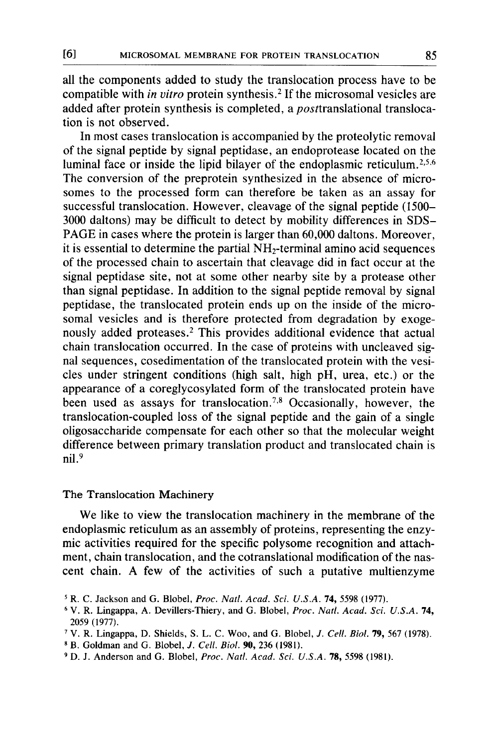all the components added to study the translocation process have to be compatible with *in vitro* protein synthesis.[2] If the microsomal vesicles are added after protein synthesis is completed, a *post*translational translocation is not observed.

In most cases translocation is accompanied by the proteolytic removal of the signal peptide by signal peptidase, an endoprotease located on the luminal face or inside the lipid bilayer of the endoplasmic reticulum.[2,5,6] The conversion of the preprotein synthesized in the absence of microsomes to the processed form can therefore be taken as an assay for successful translocation. However, cleavage of the signal peptide (1500–3000 daltons) may be difficult to detect by mobility differences in SDS-PAGE in cases where the protein is larger than 60,000 daltons. Moreover, it is essential to determine the partial $NH_2$-terminal amino acid sequences of the processed chain to ascertain that cleavage did in fact occur at the signal peptidase site, not at some other nearby site by a protease other than signal peptidase. In addition to the signal peptide removal by signal peptidase, the translocated protein ends up on the inside of the microsomal vesicles and is therefore protected from degradation by exogenously added proteases.[2] This provides additional evidence that actual chain translocation occurred. In the case of proteins with uncleaved signal sequences, cosedimentation of the translocated protein with the vesicles under stringent conditions (high salt, high pH, urea, etc.) or the appearance of a coreglycosylated form of the translocated protein have been used as assays for translocation.[7,8] Occasionally, however, the translocation-coupled loss of the signal peptide and the gain of a single oligosaccharide compensate for each other so that the molecular weight difference between primary translation product and translocated chain is nil.[9]

## The Translocation Machinery

We like to view the translocation machinery in the membrane of the endoplasmic reticulum as an assembly of proteins, representing the enzymic activities required for the specific polysome recognition and attachment, chain translocation, and the cotranslational modification of the nascent chain. A few of the activities of such a putative multienzyme

[5] R. C. Jackson and G. Blobel, *Proc. Natl. Acad. Sci. U.S.A.* **74**, 5598 (1977).

[6] V. R. Lingappa, A. Devillers-Thiery, and G. Blobel, *Proc. Natl. Acad. Sci. U.S.A.* **74**, 2059 (1977).

[7] V. R. Lingappa, D. Shields, S. L. C. Woo, and G. Blobel, *J. Cell. Biol.* **79**, 567 (1978).

[8] B. Goldman and G. Blobel, *J. Cell. Biol.* **90**, 236 (1981).

[9] D. J. Anderson and G. Blobel, *Proc. Natl. Acad. Sci. U.S.A.* **78**, 5598 (1981).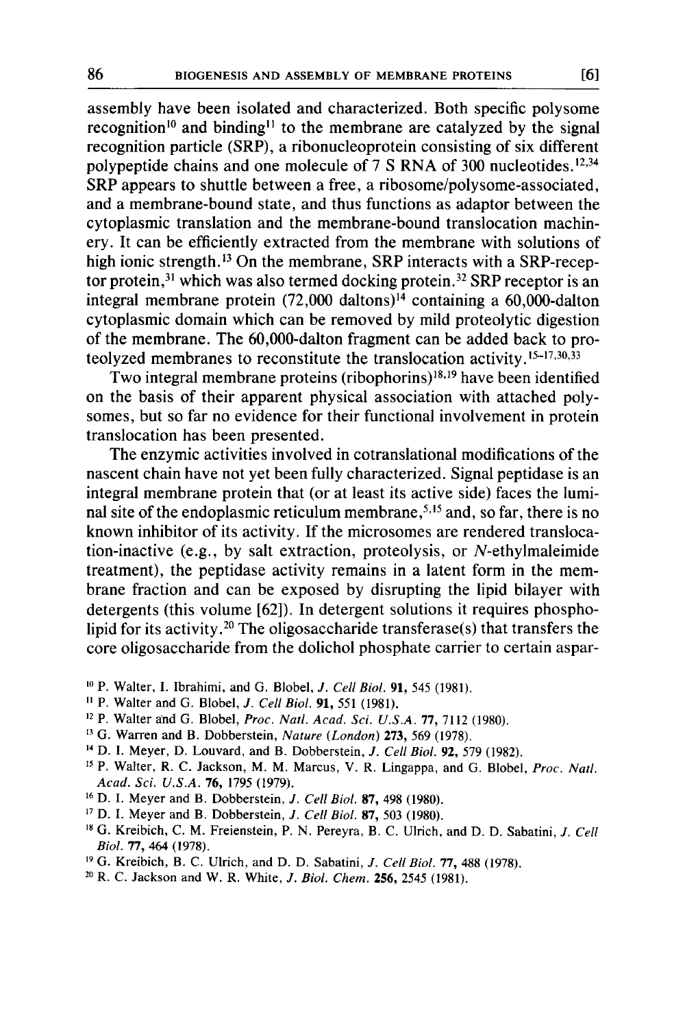assembly have been isolated and characterized. Both specific polysome recognition[10] and binding[11] to the membrane are catalyzed by the signal recognition particle (SRP), a ribonucleoprotein consisting of six different polypeptide chains and one molecule of 7 S RNA of 300 nucleotides.[12,34] SRP appears to shuttle between a free, a ribosome/polysome-associated, and a membrane-bound state, and thus functions as adaptor between the cytoplasmic translation and the membrane-bound translocation machinery. It can be efficiently extracted from the membrane with solutions of high ionic strength.[13] On the membrane, SRP interacts with a SRP-receptor protein,[31] which was also termed docking protein.[32] SRP receptor is an integral membrane protein (72,000 daltons)[14] containing a 60,000-dalton cytoplasmic domain which can be removed by mild proteolytic digestion of the membrane. The 60,000-dalton fragment can be added back to proteolyzed membranes to reconstitute the translocation activity.[15–17,30,33]

Two integral membrane proteins (ribophorins)[18,19] have been identified on the basis of their apparent physical association with attached polysomes, but so far no evidence for their functional involvement in protein translocation has been presented.

The enzymic activities involved in cotranslational modifications of the nascent chain have not yet been fully characterized. Signal peptidase is an integral membrane protein that (or at least its active side) faces the luminal site of the endoplasmic reticulum membrane,[5,15] and, so far, there is no known inhibitor of its activity. If the microsomes are rendered translocation-inactive (e.g., by salt extraction, proteolysis, or *N*-ethylmaleimide treatment), the peptidase activity remains in a latent form in the membrane fraction and can be exposed by disrupting the lipid bilayer with detergents (this volume [62]). In detergent solutions it requires phospholipid for its activity.[20] The oligosaccharide transferase(s) that transfers the core oligosaccharide from the dolichol phosphate carrier to certain aspar-

[10] P. Walter, I. Ibrahimi, and G. Blobel, *J. Cell Biol.* **91**, 545 (1981).

[11] P. Walter and G. Blobel, *J. Cell Biol.* **91**, 551 (1981).

[12] P. Walter and G. Blobel, *Proc. Natl. Acad. Sci. U.S.A.* **77**, 7112 (1980).

[13] G. Warren and B. Dobberstein, *Nature (London)* **273**, 569 (1978).

[14] D. I. Meyer, D. Louvard, and B. Dobberstein, *J. Cell Biol.* **92**, 579 (1982).

[15] P. Walter, R. C. Jackson, M. M. Marcus, V. R. Lingappa, and G. Blobel, *Proc. Natl. Acad. Sci. U.S.A.* **76**, 1795 (1979).

[16] D. I. Meyer and B. Dobberstein, *J. Cell Biol.* **87**, 498 (1980).

[17] D. I. Meyer and B. Dobberstein, *J. Cell Biol.* **87**, 503 (1980).

[18] G. Kreibich, C. M. Freienstein, P. N. Pereyra, B. C. Ulrich, and D. D. Sabatini, *J. Cell Biol.* **77**, 464 (1978).

[19] G. Kreibich, B. C. Ulrich, and D. D. Sabatini, *J. Cell Biol.* **77**, 488 (1978).

[20] R. C. Jackson and W. R. White, *J. Biol. Chem.* **256**, 2545 (1981).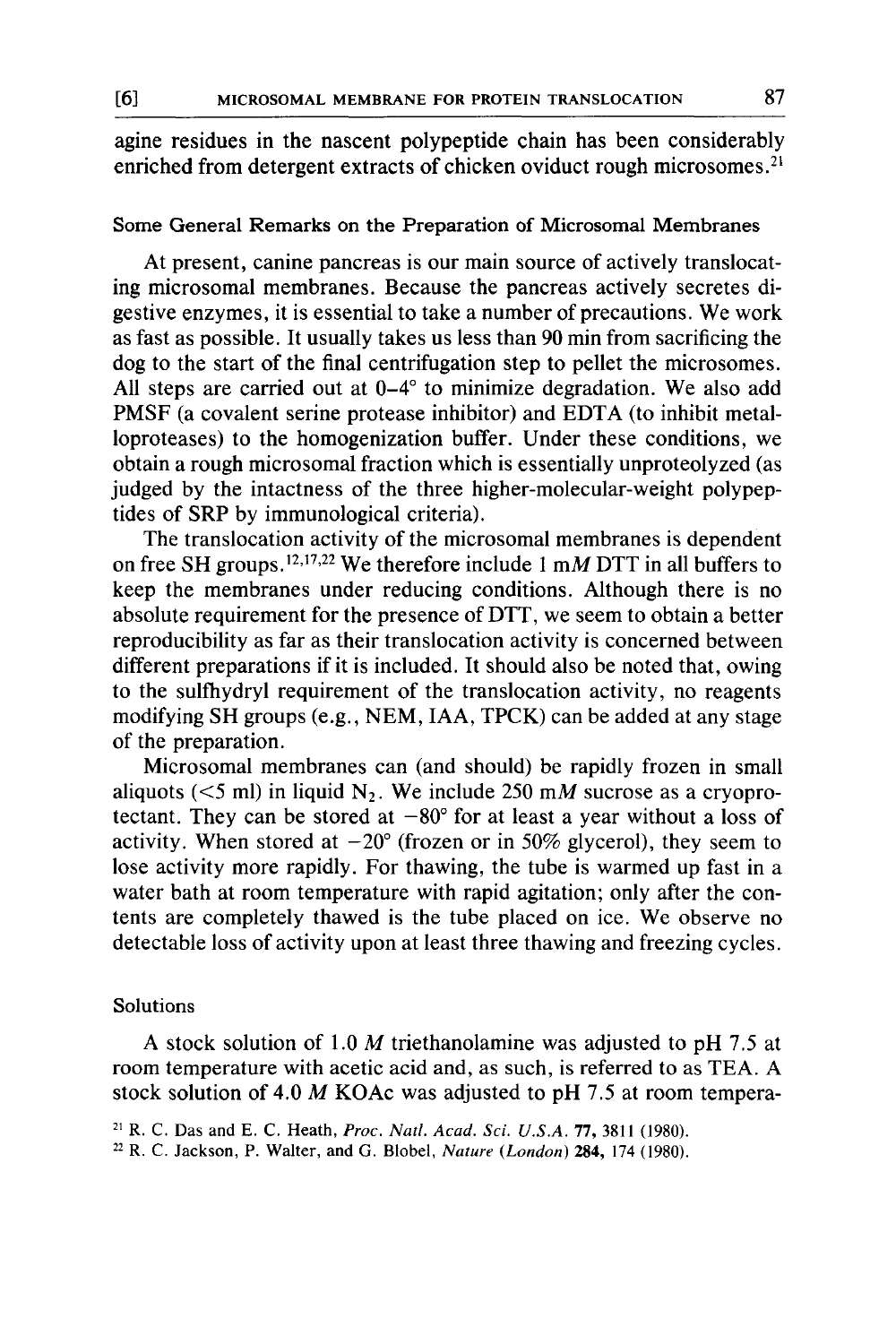agine residues in the nascent polypeptide chain has been considerably enriched from detergent extracts of chicken oviduct rough microsomes.[21]

## Some General Remarks on the Preparation of Microsomal Membranes

At present, canine pancreas is our main source of actively translocating microsomal membranes. Because the pancreas actively secretes digestive enzymes, it is essential to take a number of precautions. We work as fast as possible. It usually takes us less than 90 min from sacrificing the dog to the start of the final centrifugation step to pellet the microsomes. All steps are carried out at 0–4° to minimize degradation. We also add PMSF (a covalent serine protease inhibitor) and EDTA (to inhibit metalloproteases) to the homogenization buffer. Under these conditions, we obtain a rough microsomal fraction which is essentially unproteolyzed (as judged by the intactness of the three higher-molecular-weight polypeptides of SRP by immunological criteria).

The translocation activity of the microsomal membranes is dependent on free SH groups.[12,17,22] We therefore include 1 m*M* DTT in all buffers to keep the membranes under reducing conditions. Although there is no absolute requirement for the presence of DTT, we seem to obtain a better reproducibility as far as their translocation activity is concerned between different preparations if it is included. It should also be noted that, owing to the sulfhydryl requirement of the translocation activity, no reagents modifying SH groups (e.g., NEM, IAA, TPCK) can be added at any stage of the preparation.

Microsomal membranes can (and should) be rapidly frozen in small aliquots (<5 ml) in liquid $N_2$. We include 250 m*M* sucrose as a cryoprotectant. They can be stored at −80° for at least a year without a loss of activity. When stored at −20° (frozen or in 50% glycerol), they seem to lose activity more rapidly. For thawing, the tube is warmed up fast in a water bath at room temperature with rapid agitation; only after the contents are completely thawed is the tube placed on ice. We observe no detectable loss of activity upon at least three thawing and freezing cycles.

## Solutions

A stock solution of 1.0 *M* triethanolamine was adjusted to pH 7.5 at room temperature with acetic acid and, as such, is referred to as TEA. A stock solution of 4.0 *M* KOAc was adjusted to pH 7.5 at room tempera-

[21] R. C. Das and E. C. Heath, *Proc. Natl. Acad. Sci. U.S.A.* **77**, 3811 (1980).

[22] R. C. Jackson, P. Walter, and G. Blobel, *Nature (London)* **284**, 174 (1980).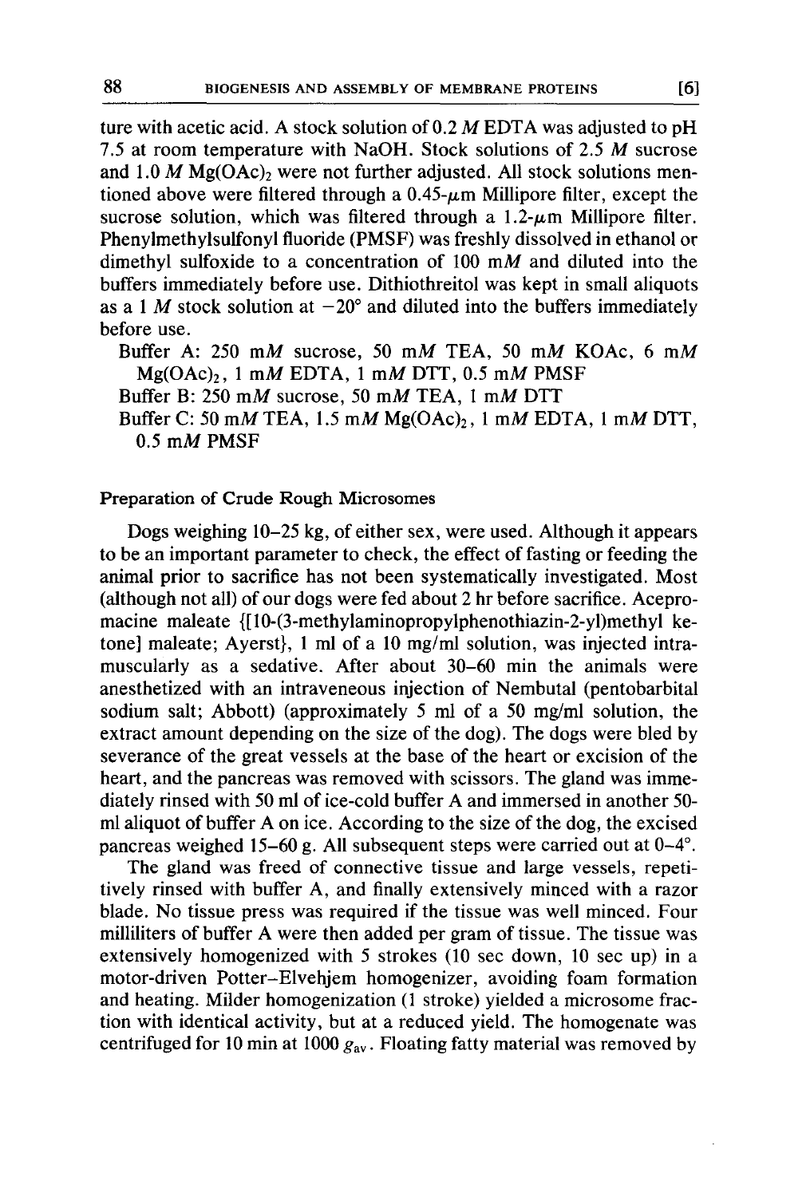ture with acetic acid. A stock solution of 0.2 *M* EDTA was adjusted to pH 7.5 at room temperature with NaOH. Stock solutions of 2.5 *M* sucrose and 1.0 *M* $Mg(OAc)_2$ were not further adjusted. All stock solutions mentioned above were filtered through a 0.45-$\mu$m Millipore filter, except the sucrose solution, which was filtered through a 1.2-$\mu$m Millipore filter. Phenylmethylsulfonyl fluoride (PMSF) was freshly dissolved in ethanol or dimethyl sulfoxide to a concentration of 100 m*M* and diluted into the buffers immediately before use. Dithiothreitol was kept in small aliquots as a 1 *M* stock solution at $-20°$ and diluted into the buffers immediately before use.

Buffer A: 250 m*M* sucrose, 50 m*M* TEA, 50 m*M* KOAc, 6 m*M* $Mg(OAc)_2$, 1 m*M* EDTA, 1 m*M* DTT, 0.5 m*M* PMSF

Buffer B: 250 m*M* sucrose, 50 m*M* TEA, 1 m*M* DTT

Buffer C: 50 m*M* TEA, 1.5 m*M* $Mg(OAc)_2$, 1 m*M* EDTA, 1 m*M* DTT, 0.5 m*M* PMSF

### Preparation of Crude Rough Microsomes

Dogs weighing 10–25 kg, of either sex, were used. Although it appears to be an important parameter to check, the effect of fasting or feeding the animal prior to sacrifice has not been systematically investigated. Most (although not all) of our dogs were fed about 2 hr before sacrifice. Acepromacine maleate {[10-(3-methylaminopropylphenothiazin-2-yl)methyl ketone] maleate; Ayerst}, 1 ml of a 10 mg/ml solution, was injected intramuscularly as a sedative. After about 30–60 min the animals were anesthetized with an intraveneous injection of Nembutal (pentobarbital sodium salt; Abbott) (approximately 5 ml of a 50 mg/ml solution, the extract amount depending on the size of the dog). The dogs were bled by severance of the great vessels at the base of the heart or excision of the heart, and the pancreas was removed with scissors. The gland was immediately rinsed with 50 ml of ice-cold buffer A and immersed in another 50-ml aliquot of buffer A on ice. According to the size of the dog, the excised pancreas weighed 15–60 g. All subsequent steps were carried out at 0–4°.

The gland was freed of connective tissue and large vessels, repetitively rinsed with buffer A, and finally extensively minced with a razor blade. No tissue press was required if the tissue was well minced. Four milliliters of buffer A were then added per gram of tissue. The tissue was extensively homogenized with 5 strokes (10 sec down, 10 sec up) in a motor-driven Potter–Elvehjem homogenizer, avoiding foam formation and heating. Milder homogenization (1 stroke) yielded a microsome fraction with identical activity, but at a reduced yield. The homogenate was centrifuged for 10 min at 1000 $g_{av}$. Floating fatty material was removed by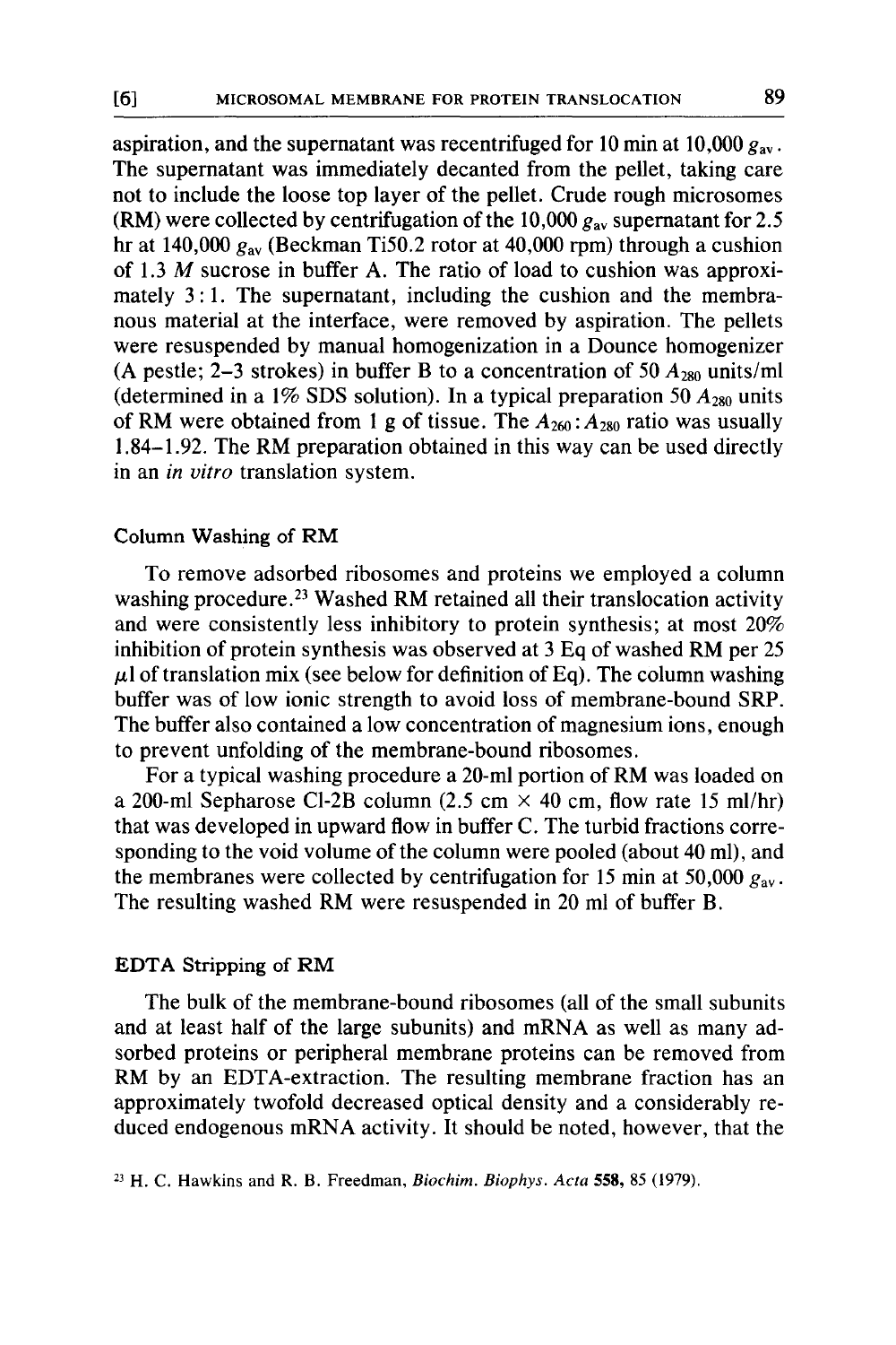aspiration, and the supernatant was recentrifuged for 10 min at 10,000 $g_{av}$. The supernatant was immediately decanted from the pellet, taking care not to include the loose top layer of the pellet. Crude rough microsomes (RM) were collected by centrifugation of the 10,000 $g_{av}$ supernatant for 2.5 hr at 140,000 $g_{av}$ (Beckman Ti50.2 rotor at 40,000 rpm) through a cushion of 1.3 *M* sucrose in buffer A. The ratio of load to cushion was approximately 3 : 1. The supernatant, including the cushion and the membranous material at the interface, were removed by aspiration. The pellets were resuspended by manual homogenization in a Dounce homogenizer (A pestle; 2–3 strokes) in buffer B to a concentration of 50 $A_{280}$ units/ml (determined in a 1% SDS solution). In a typical preparation 50 $A_{280}$ units of RM were obtained from 1 g of tissue. The $A_{260} : A_{280}$ ratio was usually 1.84–1.92. The RM preparation obtained in this way can be used directly in an *in vitro* translation system.

## Column Washing of RM

To remove adsorbed ribosomes and proteins we employed a column washing procedure.[23] Washed RM retained all their translocation activity and were consistently less inhibitory to protein synthesis; at most 20% inhibition of protein synthesis was observed at 3 Eq of washed RM per 25 $\mu$l of translation mix (see below for definition of Eq). The column washing buffer was of low ionic strength to avoid loss of membrane-bound SRP. The buffer also contained a low concentration of magnesium ions, enough to prevent unfolding of the membrane-bound ribosomes.

For a typical washing procedure a 20-ml portion of RM was loaded on a 200-ml Sepharose Cl-2B column (2.5 cm × 40 cm, flow rate 15 ml/hr) that was developed in upward flow in buffer C. The turbid fractions corresponding to the void volume of the column were pooled (about 40 ml), and the membranes were collected by centrifugation for 15 min at 50,000 $g_{av}$. The resulting washed RM were resuspended in 20 ml of buffer B.

## EDTA Stripping of RM

The bulk of the membrane-bound ribosomes (all of the small subunits and at least half of the large subunits) and mRNA as well as many adsorbed proteins or peripheral membrane proteins can be removed from RM by an EDTA-extraction. The resulting membrane fraction has an approximately twofold decreased optical density and a considerably reduced endogenous mRNA activity. It should be noted, however, that the

[23] H. C. Hawkins and R. B. Freedman, *Biochim. Biophys. Acta* **558**, 85 (1979).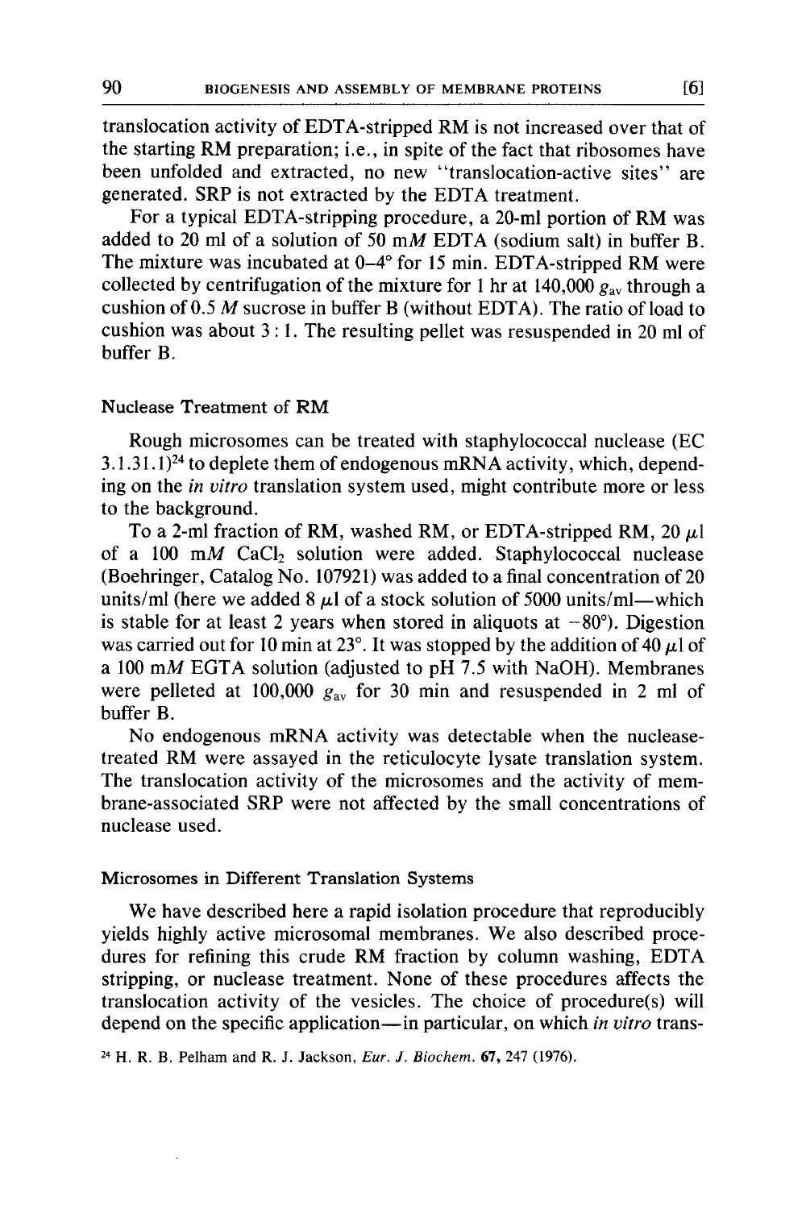translocation activity of EDTA-stripped RM is not increased over that of the starting RM preparation; i.e., in spite of the fact that ribosomes have been unfolded and extracted, no new "translocation-active sites" are generated. SRP is not extracted by the EDTA treatment.

For a typical EDTA-stripping procedure, a 20-ml portion of RM was added to 20 ml of a solution of 50 m*M* EDTA (sodium salt) in buffer B. The mixture was incubated at 0–4° for 15 min. EDTA-stripped RM were collected by centrifugation of the mixture for 1 hr at 140,000 $g_{av}$ through a cushion of 0.5 *M* sucrose in buffer B (without EDTA). The ratio of load to cushion was about 3 : 1. The resulting pellet was resuspended in 20 ml of buffer B.

### Nuclease Treatment of RM

Rough microsomes can be treated with staphylococcal nuclease (EC 3.1.31.1)[24] to deplete them of endogenous mRNA activity, which, depending on the *in vitro* translation system used, might contribute more or less to the background.

To a 2-ml fraction of RM, washed RM, or EDTA-stripped RM, 20 μl of a 100 m*M* $CaCl_2$ solution were added. Staphylococcal nuclease (Boehringer, Catalog No. 107921) was added to a final concentration of 20 units/ml (here we added 8 μl of a stock solution of 5000 units/ml—which is stable for at least 2 years when stored in aliquots at −80°). Digestion was carried out for 10 min at 23°. It was stopped by the addition of 40 μl of a 100 m*M* EGTA solution (adjusted to pH 7.5 with NaOH). Membranes were pelleted at 100,000 $g_{av}$ for 30 min and resuspended in 2 ml of buffer B.

No endogenous mRNA activity was detectable when the nuclease-treated RM were assayed in the reticulocyte lysate translation system. The translocation activity of the microsomes and the activity of membrane-associated SRP were not affected by the small concentrations of nuclease used.

### Microsomes in Different Translation Systems

We have described here a rapid isolation procedure that reproducibly yields highly active microsomal membranes. We also described procedures for refining this crude RM fraction by column washing, EDTA stripping, or nuclease treatment. None of these procedures affects the translocation activity of the vesicles. The choice of procedure(s) will depend on the specific application—in particular, on which *in vitro* trans-

[24] H. R. B. Pelham and R. J. Jackson, *Eur. J. Biochem.* **67**, 247 (1976).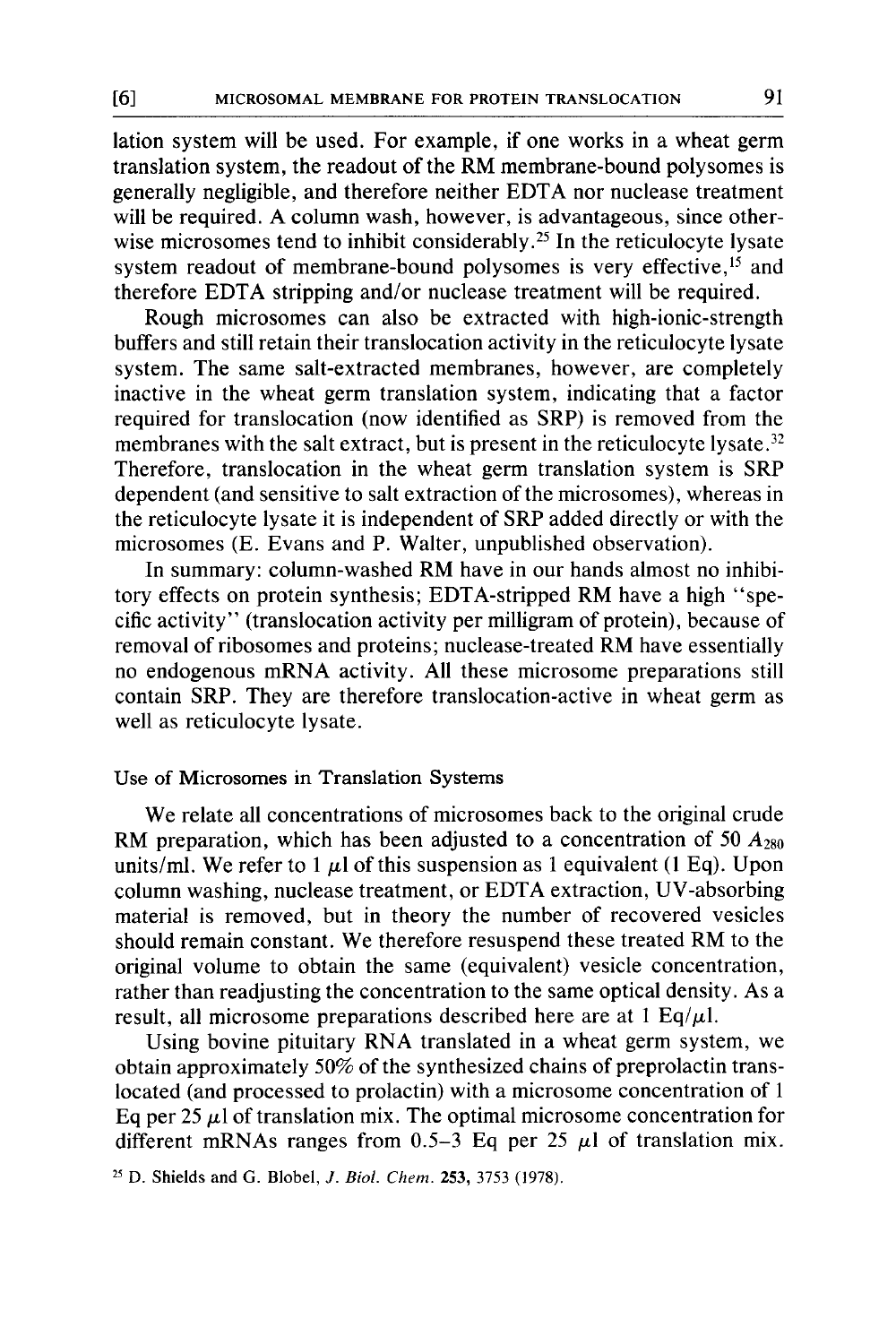lation system will be used. For example, if one works in a wheat germ translation system, the readout of the RM membrane-bound polysomes is generally negligible, and therefore neither EDTA nor nuclease treatment will be required. A column wash, however, is advantageous, since otherwise microsomes tend to inhibit considerably.[25] In the reticulocyte lysate system readout of membrane-bound polysomes is very effective,[15] and therefore EDTA stripping and/or nuclease treatment will be required.

Rough microsomes can also be extracted with high-ionic-strength buffers and still retain their translocation activity in the reticulocyte lysate system. The same salt-extracted membranes, however, are completely inactive in the wheat germ translation system, indicating that a factor required for translocation (now identified as SRP) is removed from the membranes with the salt extract, but is present in the reticulocyte lysate.[32] Therefore, translocation in the wheat germ translation system is SRP dependent (and sensitive to salt extraction of the microsomes), whereas in the reticulocyte lysate it is independent of SRP added directly or with the microsomes (E. Evans and P. Walter, unpublished observation).

In summary: column-washed RM have in our hands almost no inhibitory effects on protein synthesis; EDTA-stripped RM have a high "specific activity" (translocation activity per milligram of protein), because of removal of ribosomes and proteins; nuclease-treated RM have essentially no endogenous mRNA activity. All these microsome preparations still contain SRP. They are therefore translocation-active in wheat germ as well as reticulocyte lysate.

### Use of Microsomes in Translation Systems

We relate all concentrations of microsomes back to the original crude RM preparation, which has been adjusted to a concentration of 50 $A_{280}$ units/ml. We refer to 1 $\mu$l of this suspension as 1 equivalent (1 Eq). Upon column washing, nuclease treatment, or EDTA extraction, UV-absorbing material is removed, but in theory the number of recovered vesicles should remain constant. We therefore resuspend these treated RM to the original volume to obtain the same (equivalent) vesicle concentration, rather than readjusting the concentration to the same optical density. As a result, all microsome preparations described here are at 1 Eq/$\mu$l.

Using bovine pituitary RNA translated in a wheat germ system, we obtain approximately 50% of the synthesized chains of preprolactin translocated (and processed to prolactin) with a microsome concentration of 1 Eq per 25 $\mu$l of translation mix. The optimal microsome concentration for different mRNAs ranges from 0.5–3 Eq per 25 $\mu$l of translation mix.

[25] D. Shields and G. Blobel, *J. Biol. Chem.* **253**, 3753 (1978).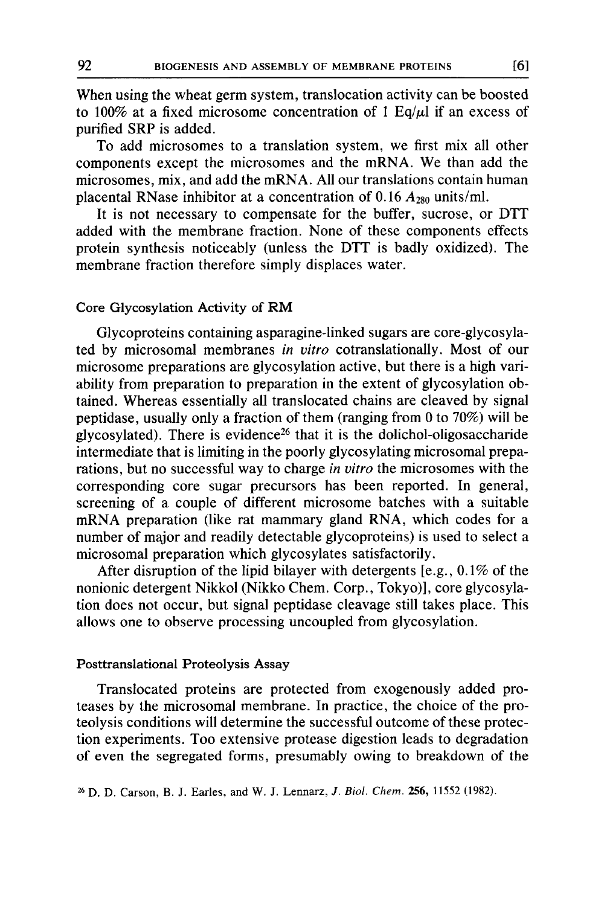When using the wheat germ system, translocation activity can be boosted to 100% at a fixed microsome concentration of 1 Eq/$\mu$l if an excess of purified SRP is added.

To add microsomes to a translation system, we first mix all other components except the microsomes and the mRNA. We than add the microsomes, mix, and add the mRNA. All our translations contain human placental RNase inhibitor at a concentration of 0.16 $A_{280}$ units/ml.

It is not necessary to compensate for the buffer, sucrose, or DTT added with the membrane fraction. None of these components effects protein synthesis noticeably (unless the DTT is badly oxidized). The membrane fraction therefore simply displaces water.

### Core Glycosylation Activity of RM

Glycoproteins containing asparagine-linked sugars are core-glycosylated by microsomal membranes *in vitro* cotranslationally. Most of our microsome preparations are glycosylation active, but there is a high variability from preparation to preparation in the extent of glycosylation obtained. Whereas essentially all translocated chains are cleaved by signal peptidase, usually only a fraction of them (ranging from 0 to 70%) will be glycosylated). There is evidence[26] that it is the dolichol-oligosaccharide intermediate that is limiting in the poorly glycosylating microsomal preparations, but no successful way to charge *in vitro* the microsomes with the corresponding core sugar precursors has been reported. In general, screening of a couple of different microsome batches with a suitable mRNA preparation (like rat mammary gland RNA, which codes for a number of major and readily detectable glycoproteins) is used to select a microsomal preparation which glycosylates satisfactorily.

After disruption of the lipid bilayer with detergents [e.g., 0.1% of the nonionic detergent Nikkol (Nikko Chem. Corp., Tokyo)], core glycosylation does not occur, but signal peptidase cleavage still takes place. This allows one to observe processing uncoupled from glycosylation.

### Posttranslational Proteolysis Assay

Translocated proteins are protected from exogenously added proteases by the microsomal membrane. In practice, the choice of the proteolysis conditions will determine the successful outcome of these protection experiments. Too extensive protease digestion leads to degradation of even the segregated forms, presumably owing to breakdown of the

[26] D. D. Carson, B. J. Earles, and W. J. Lennarz, *J. Biol. Chem.* **256**, 11552 (1982).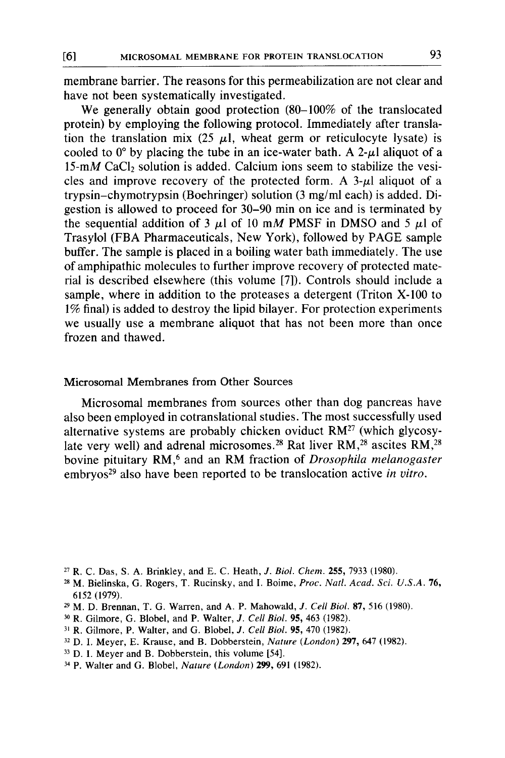membrane barrier. The reasons for this permeabilization are not clear and have not been systematically investigated.

We generally obtain good protection (80–100% of the translocated protein) by employing the following protocol. Immediately after translation the translation mix (25 $\mu$l, wheat germ or reticulocyte lysate) is cooled to 0° by placing the tube in an ice-water bath. A 2-$\mu$l aliquot of a 15-m*M* $CaCl_2$ solution is added. Calcium ions seem to stabilize the vesicles and improve recovery of the protected form. A 3-$\mu$l aliquot of a trypsin–chymotrypsin (Boehringer) solution (3 mg/ml each) is added. Digestion is allowed to proceed for 30–90 min on ice and is terminated by the sequential addition of 3 $\mu$l of 10 m*M* PMSF in DMSO and 5 $\mu$l of Trasylol (FBA Pharmaceuticals, New York), followed by PAGE sample buffer. The sample is placed in a boiling water bath immediately. The use of amphipathic molecules to further improve recovery of protected material is described elsewhere (this volume [7]). Controls should include a sample, where in addition to the proteases a detergent (Triton X-100 to 1% final) is added to destroy the lipid bilayer. For protection experiments we usually use a membrane aliquot that has not been more than once frozen and thawed.

## Microsomal Membranes from Other Sources

Microsomal membranes from sources other than dog pancreas have also been employed in cotranslational studies. The most successfully used alternative systems are probably chicken oviduct RM[27] (which glycosylate very well) and adrenal microsomes.[28] Rat liver RM,[28] ascites RM,[28] bovine pituitary RM,[6] and an RM fraction of *Drosophila melanogaster* embryos[29] also have been reported to be translocation active *in vitro*.

---

[27] R. C. Das, S. A. Brinkley, and E. C. Heath, *J. Biol. Chem.* **255**, 7933 (1980).

[28] M. Bielinska, G. Rogers, T. Rucinsky, and I. Boime, *Proc. Natl. Acad. Sci. U.S.A.* **76**, 6152 (1979).

[29] M. D. Brennan, T. G. Warren, and A. P. Mahowald, *J. Cell Biol.* **87**, 516 (1980).

[30] R. Gilmore, G. Blobel, and P. Walter, *J. Cell Biol.* **95**, 463 (1982).

[31] R. Gilmore, P. Walter, and G. Blobel, *J. Cell Biol.* **95**, 470 (1982).

[32] D. I. Meyer, E. Krause, and B. Dobberstein, *Nature (London)* **297**, 647 (1982).

[33] D. I. Meyer and B. Dobberstein, this volume [54].

[34] P. Walter and G. Blobel, *Nature (London)* **299**, 691 (1982).